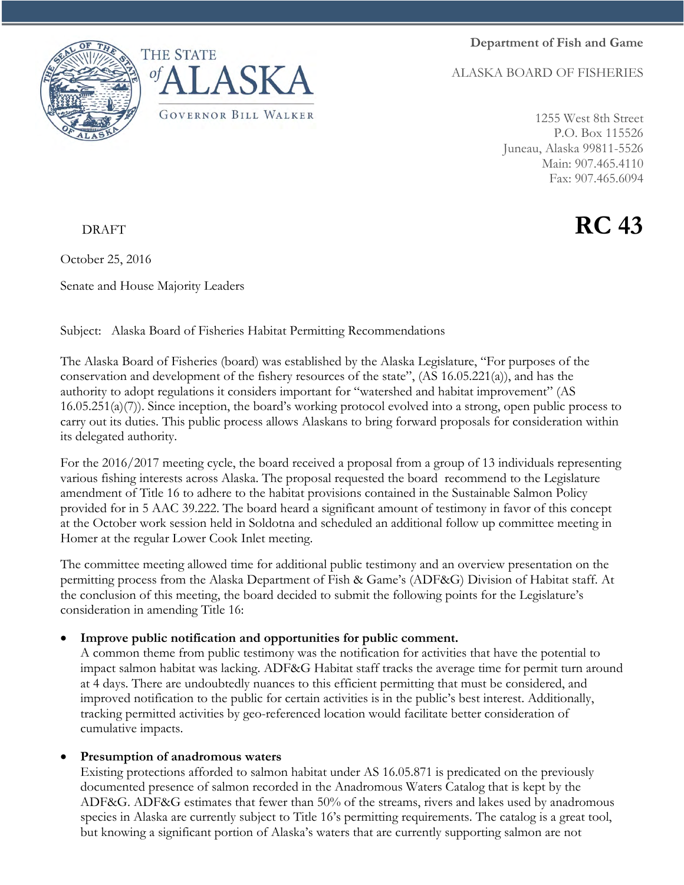THE STATE of ALASKA

GOVERNOR BILL WALKER

**Department of Fish and Game**

ALASKA BOARD OF FISHERIES

1255 West 8th Street
P.O. Box 115526
Juneau, Alaska 99811-5526
Main: 907.465.4110
Fax: 907.465.6094

DRAFT

# RC 43

October 25, 2016

Senate and House Majority Leaders

Subject: Alaska Board of Fisheries Habitat Permitting Recommendations

The Alaska Board of Fisheries (board) was established by the Alaska Legislature, "For purposes of the conservation and development of the fishery resources of the state", (AS 16.05.221(a)), and has the authority to adopt regulations it considers important for "watershed and habitat improvement" (AS 16.05.251(a)(7)). Since inception, the board's working protocol evolved into a strong, open public process to carry out its duties. This public process allows Alaskans to bring forward proposals for consideration within its delegated authority.

For the 2016/2017 meeting cycle, the board received a proposal from a group of 13 individuals representing various fishing interests across Alaska. The proposal requested the board recommend to the Legislature amendment of Title 16 to adhere to the habitat provisions contained in the Sustainable Salmon Policy provided for in 5 AAC 39.222. The board heard a significant amount of testimony in favor of this concept at the October work session held in Soldotna and scheduled an additional follow up committee meeting in Homer at the regular Lower Cook Inlet meeting.

The committee meeting allowed time for additional public testimony and an overview presentation on the permitting process from the Alaska Department of Fish & Game's (ADF&G) Division of Habitat staff. At the conclusion of this meeting, the board decided to submit the following points for the Legislature's consideration in amending Title 16:

- **Improve public notification and opportunities for public comment.**
  A common theme from public testimony was the notification for activities that have the potential to impact salmon habitat was lacking. ADF&G Habitat staff tracks the average time for permit turn around at 4 days. There are undoubtedly nuances to this efficient permitting that must be considered, and improved notification to the public for certain activities is in the public's best interest. Additionally, tracking permitted activities by geo-referenced location would facilitate better consideration of cumulative impacts.

- **Presumption of anadromous waters**
  Existing protections afforded to salmon habitat under AS 16.05.871 is predicated on the previously documented presence of salmon recorded in the Anadromous Waters Catalog that is kept by the ADF&G. ADF&G estimates that fewer than 50% of the streams, rivers and lakes used by anadromous species in Alaska are currently subject to Title 16's permitting requirements. The catalog is a great tool, but knowing a significant portion of Alaska's waters that are currently supporting salmon are not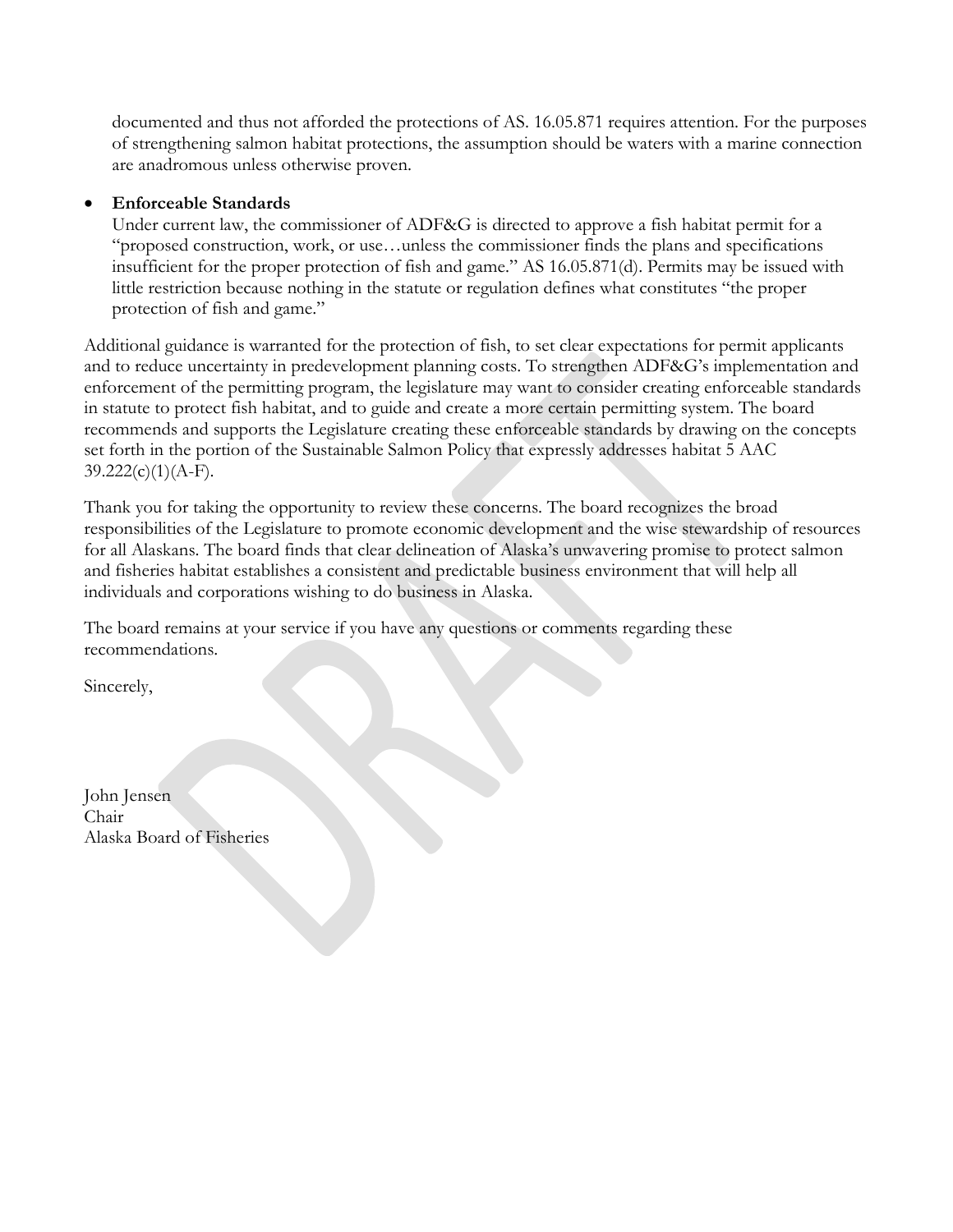documented and thus not afforded the protections of AS. 16.05.871 requires attention. For the purposes of strengthening salmon habitat protections, the assumption should be waters with a marine connection are anadromous unless otherwise proven.

- **Enforceable Standards**
  Under current law, the commissioner of ADF&G is directed to approve a fish habitat permit for a "proposed construction, work, or use…unless the commissioner finds the plans and specifications insufficient for the proper protection of fish and game." AS 16.05.871(d). Permits may be issued with little restriction because nothing in the statute or regulation defines what constitutes "the proper protection of fish and game."

Additional guidance is warranted for the protection of fish, to set clear expectations for permit applicants and to reduce uncertainty in predevelopment planning costs. To strengthen ADF&G's implementation and enforcement of the permitting program, the legislature may want to consider creating enforceable standards in statute to protect fish habitat, and to guide and create a more certain permitting system. The board recommends and supports the Legislature creating these enforceable standards by drawing on the concepts set forth in the portion of the Sustainable Salmon Policy that expressly addresses habitat 5 AAC 39.222(c)(1)(A-F).

Thank you for taking the opportunity to review these concerns. The board recognizes the broad responsibilities of the Legislature to promote economic development and the wise stewardship of resources for all Alaskans. The board finds that clear delineation of Alaska's unwavering promise to protect salmon and fisheries habitat establishes a consistent and predictable business environment that will help all individuals and corporations wishing to do business in Alaska.

The board remains at your service if you have any questions or comments regarding these recommendations.

Sincerely,

John Jensen
Chair
Alaska Board of Fisheries